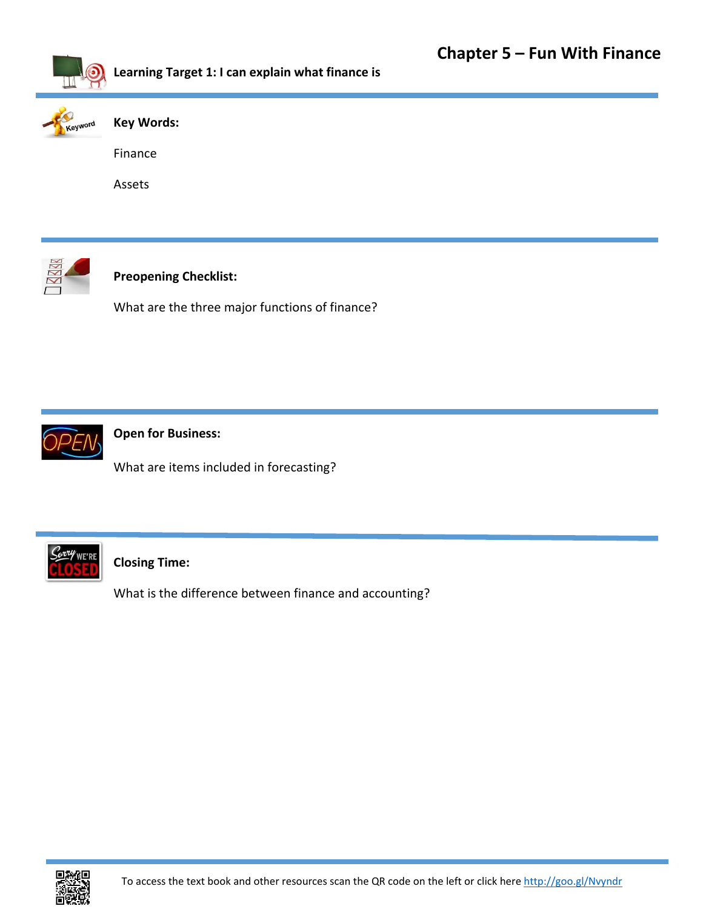# Chapter 5 – Fun With Finance

**Learning Target 1: I can explain what finance is**

**Key Words:**

Finance

Assets

**Preopening Checklist:**

What are the three major functions of finance?

**Open for Business:**

What are items included in forecasting?

**Closing Time:**

What is the difference between finance and accounting?

To access the text book and other resources scan the QR code on the left or click here http://goo.gl/Nvyndr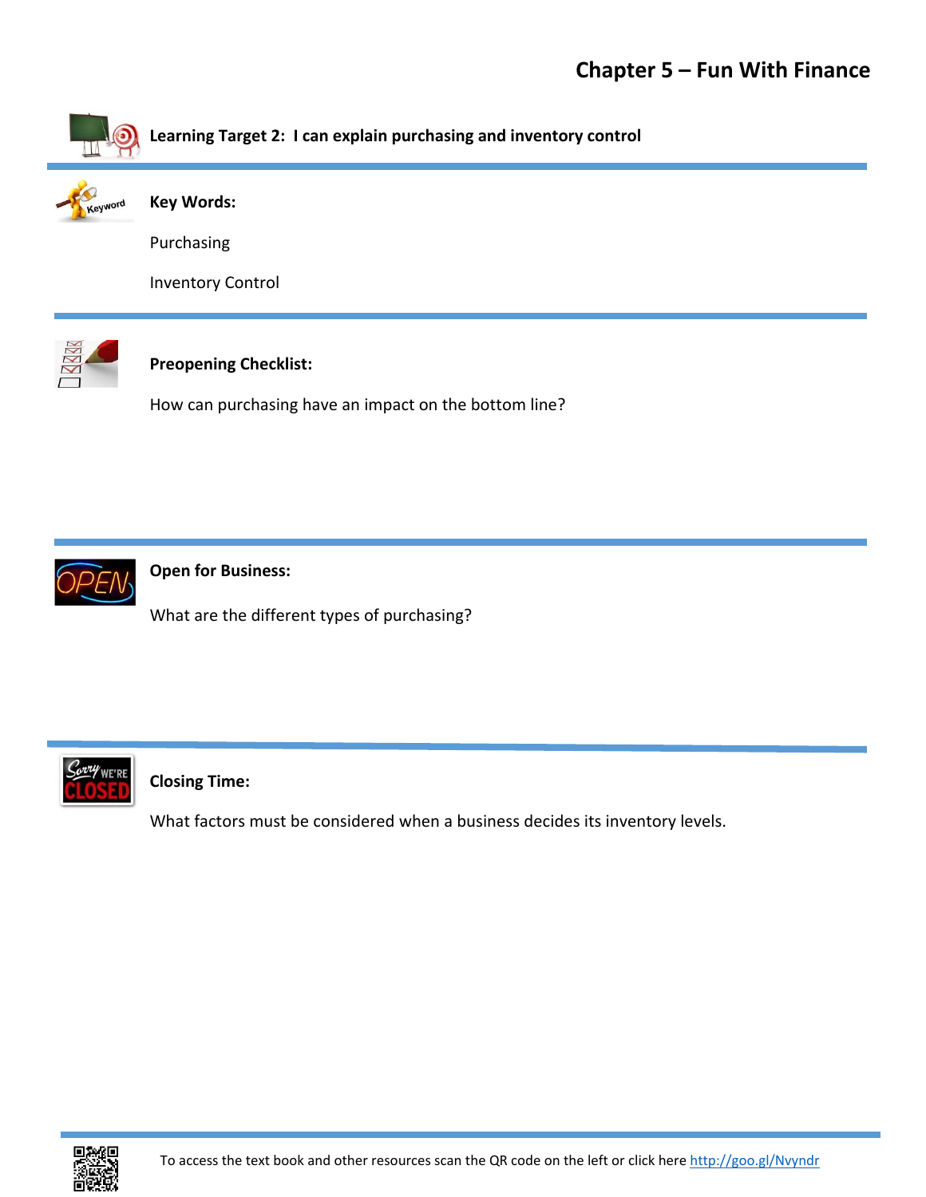## Chapter 5 – Fun With Finance

**Learning Target 2: I can explain purchasing and inventory control**

**Key Words:**

Purchasing

Inventory Control

**Preopening Checklist:**

How can purchasing have an impact on the bottom line?

**Open for Business:**

What are the different types of purchasing?

**Closing Time:**

What factors must be considered when a business decides its inventory levels.

To access the text book and other resources scan the QR code on the left or click here http://goo.gl/Nvyndr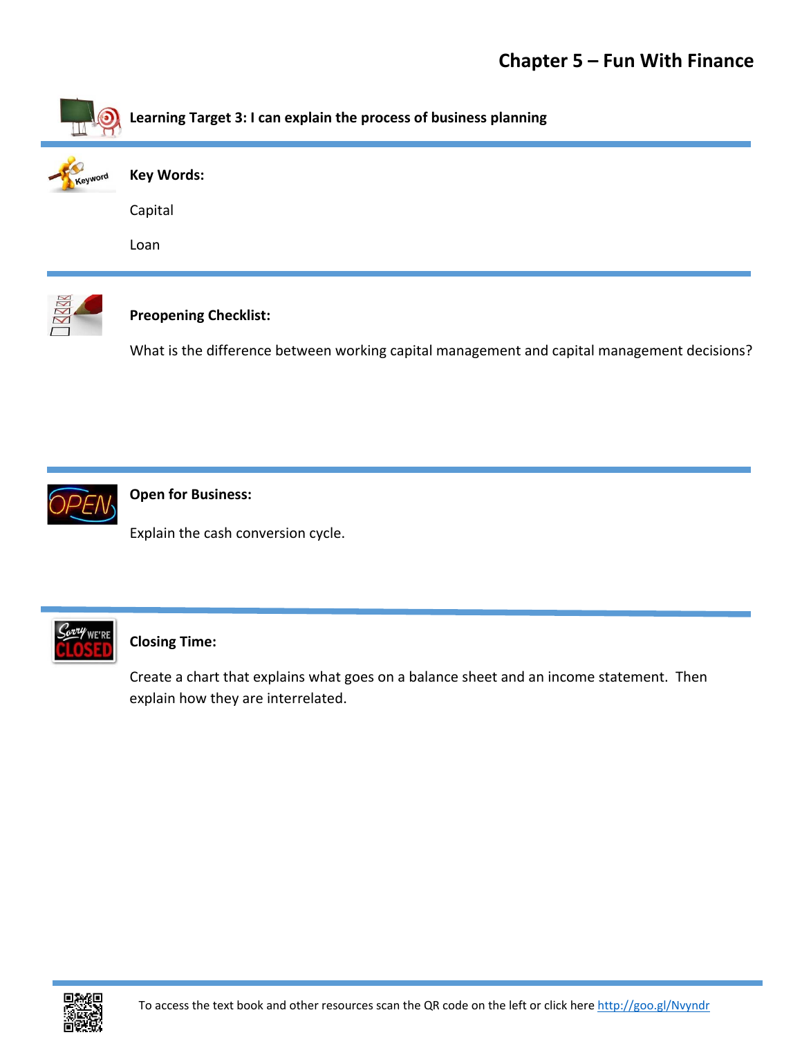# Chapter 5 – Fun With Finance

**Learning Target 3: I can explain the process of business planning**

**Key Words:**

Capital

Loan

**Preopening Checklist:**

What is the difference between working capital management and capital management decisions?

**Open for Business:**

Explain the cash conversion cycle.

**Closing Time:**

Create a chart that explains what goes on a balance sheet and an income statement. Then explain how they are interrelated.

To access the text book and other resources scan the QR code on the left or click here http://goo.gl/Nvyndr